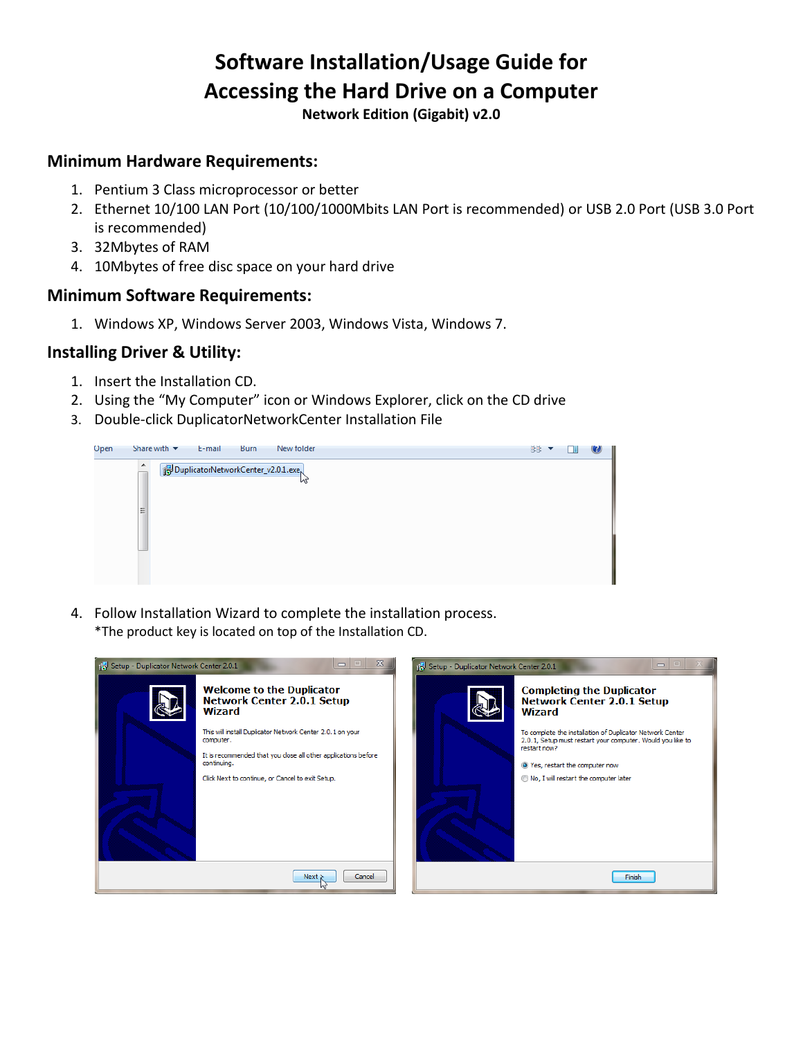# Software Installation/Usage Guide for Accessing the Hard Drive on a Computer

**Network Edition (Gigabit) v2.0**

## Minimum Hardware Requirements:

1. Pentium 3 Class microprocessor or better
2. Ethernet 10/100 LAN Port (10/100/1000Mbits LAN Port is recommended) or USB 2.0 Port (USB 3.0 Port is recommended)
3. 32Mbytes of RAM
4. 10Mbytes of free disc space on your hard drive

## Minimum Software Requirements:

1. Windows XP, Windows Server 2003, Windows Vista, Windows 7.

## Installing Driver & Utility:

1. Insert the Installation CD.
2. Using the "My Computer" icon or Windows Explorer, click on the CD drive
3. Double-click DuplicatorNetworkCenter Installation File
4. Follow Installation Wizard to complete the installation process.
   *The product key is located on top of the Installation CD.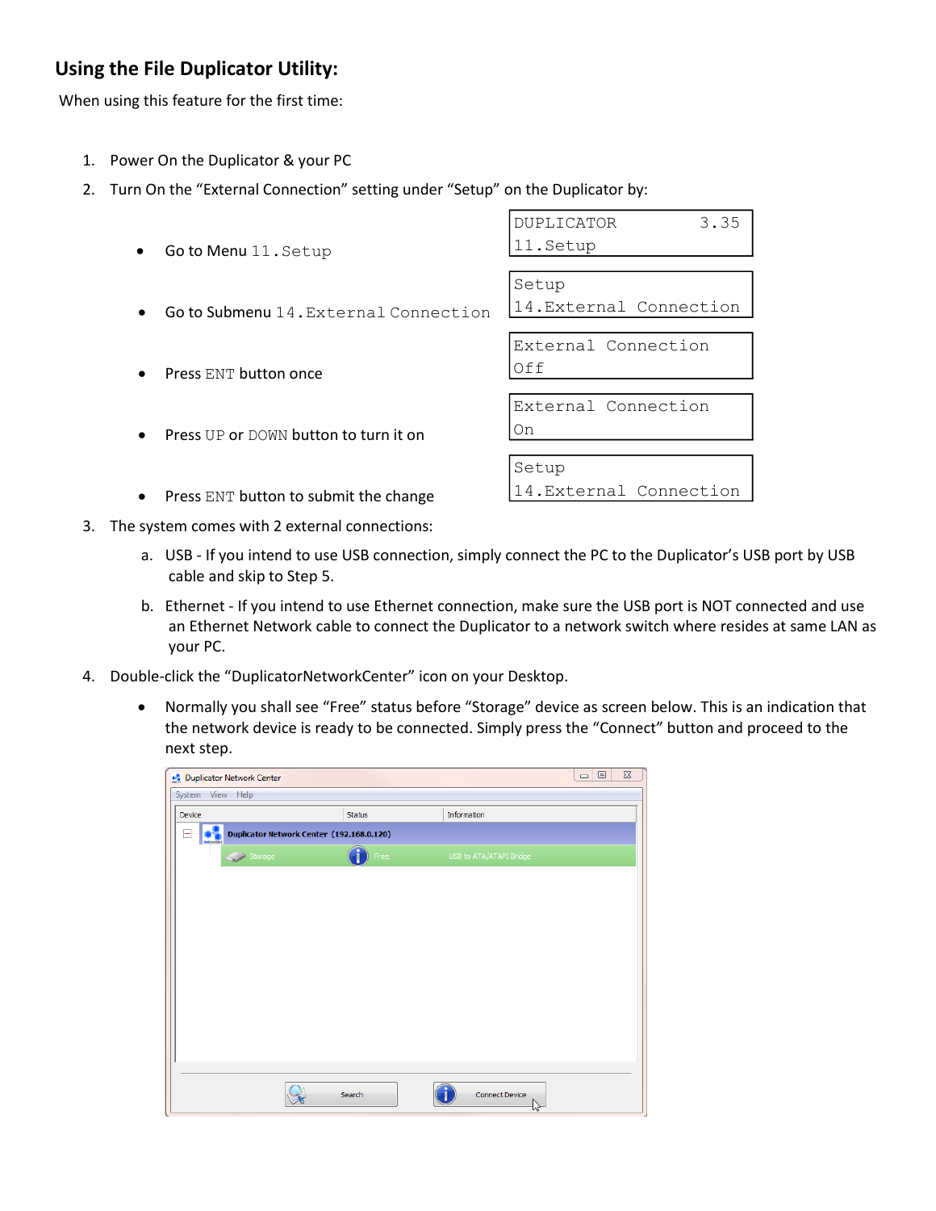## Using the File Duplicator Utility:

When using this feature for the first time:

1. Power On the Duplicator & your PC
2. Turn On the "External Connection" setting under "Setup" on the Duplicator by:
   - Go to Menu `11.Setup`

     ```
     DUPLICATOR         3.35
     11.Setup
     ```

   - Go to Submenu `14.External Connection`

     ```
     Setup
     14.External Connection
     ```

   - Press `ENT` button once

     ```
     External Connection
     Off
     ```

   - Press `UP` or `DOWN` button to turn it on

     ```
     External Connection
     On
     ```

   - Press `ENT` button to submit the change

     ```
     Setup
     14.External Connection
     ```

3. The system comes with 2 external connections:
   a. USB - If you intend to use USB connection, simply connect the PC to the Duplicator's USB port by USB cable and skip to Step 5.
   b. Ethernet - If you intend to use Ethernet connection, make sure the USB port is NOT connected and use an Ethernet Network cable to connect the Duplicator to a network switch where resides at same LAN as your PC.
4. Double-click the "DuplicatorNetworkCenter" icon on your Desktop.
   - Normally you shall see "Free" status before "Storage" device as screen below. This is an indication that the network device is ready to be connected. Simply press the "Connect" button and proceed to the next step.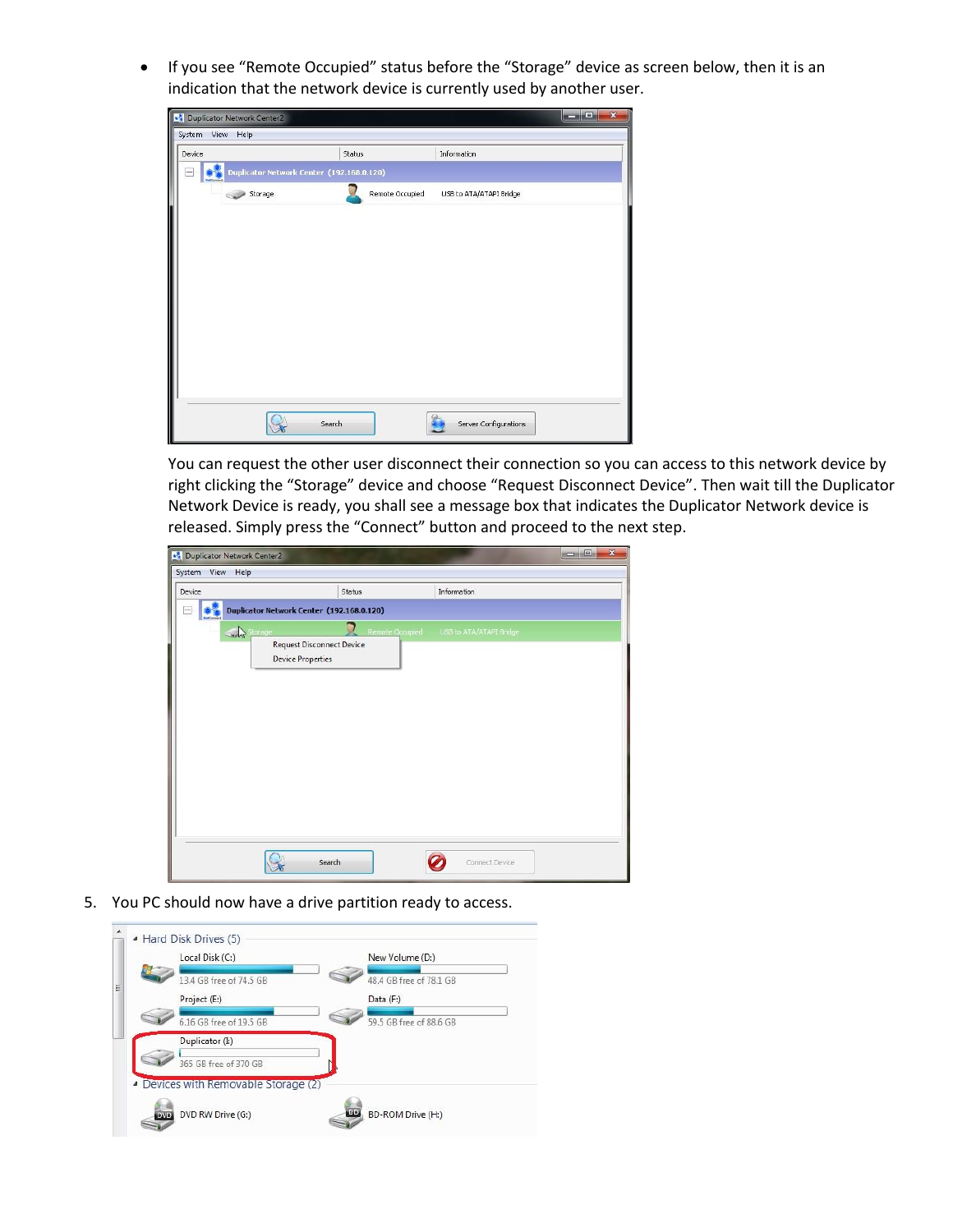- If you see "Remote Occupied" status before the "Storage" device as screen below, then it is an indication that the network device is currently used by another user.

  You can request the other user disconnect their connection so you can access to this network device by right clicking the "Storage" device and choose "Request Disconnect Device". Then wait till the Duplicator Network Device is ready, you shall see a message box that indicates the Duplicator Network device is released. Simply press the "Connect" button and proceed to the next step.

5. You PC should now have a drive partition ready to access.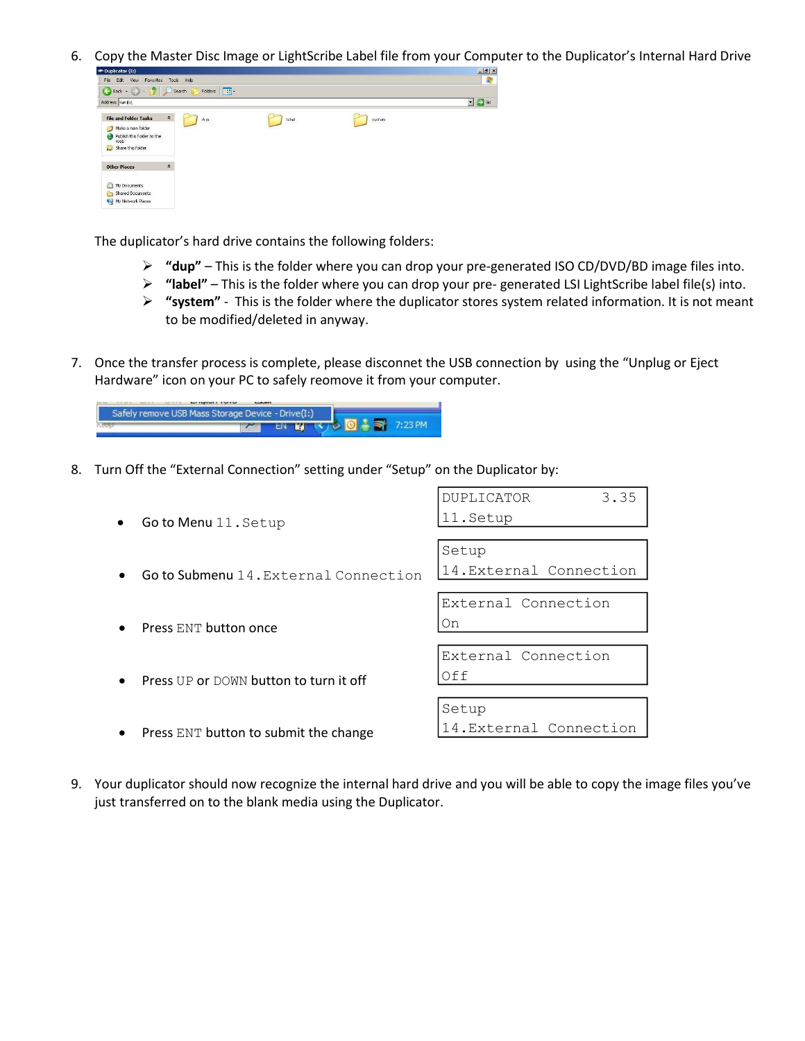6. Copy the Master Disc Image or LightScribe Label file from your Computer to the Duplicator's Internal Hard Drive

   The duplicator's hard drive contains the following folders:

   - **"dup"** – This is the folder where you can drop your pre-generated ISO CD/DVD/BD image files into.
   - **"label"** – This is the folder where you can drop your pre- generated LSI LightScribe label file(s) into.
   - **"system"** - This is the folder where the duplicator stores system related information. It is not meant to be modified/deleted in anyway.

7. Once the transfer process is complete, please disconnet the USB connection by using the "Unplug or Eject Hardware" icon on your PC to safely reomove it from your computer.

8. Turn Off the "External Connection" setting under "Setup" on the Duplicator by:

   - Go to Menu `11.Setup`

     ```
     DUPLICATOR          3.35
     11.Setup
     ```

   - Go to Submenu `14.External Connection`

     ```
     Setup
     14.External Connection
     ```

   - Press `ENT` button once

     ```
     External Connection
     On
     ```

   - Press `UP` or `DOWN` button to turn it off

     ```
     External Connection
     Off
     ```

   - Press `ENT` button to submit the change

     ```
     Setup
     14.External Connection
     ```

9. Your duplicator should now recognize the internal hard drive and you will be able to copy the image files you've just transferred on to the blank media using the Duplicator.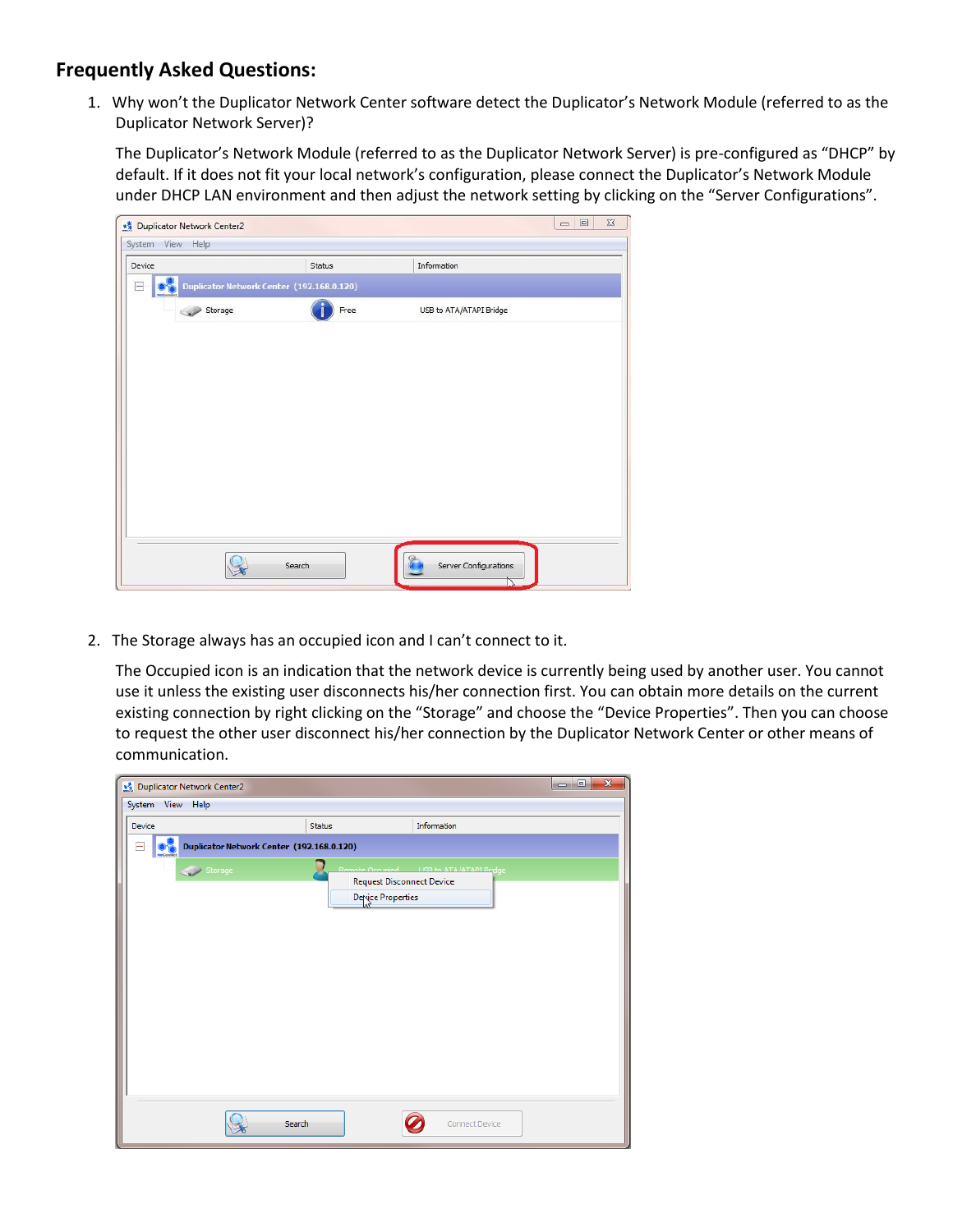## Frequently Asked Questions:

1. Why won't the Duplicator Network Center software detect the Duplicator's Network Module (referred to as the Duplicator Network Server)?

   The Duplicator's Network Module (referred to as the Duplicator Network Server) is pre-configured as "DHCP" by default. If it does not fit your local network's configuration, please connect the Duplicator's Network Module under DHCP LAN environment and then adjust the network setting by clicking on the "Server Configurations".

2. The Storage always has an occupied icon and I can't connect to it.

   The Occupied icon is an indication that the network device is currently being used by another user. You cannot use it unless the existing user disconnects his/her connection first. You can obtain more details on the current existing connection by right clicking on the "Storage" and choose the "Device Properties". Then you can choose to request the other user disconnect his/her connection by the Duplicator Network Center or other means of communication.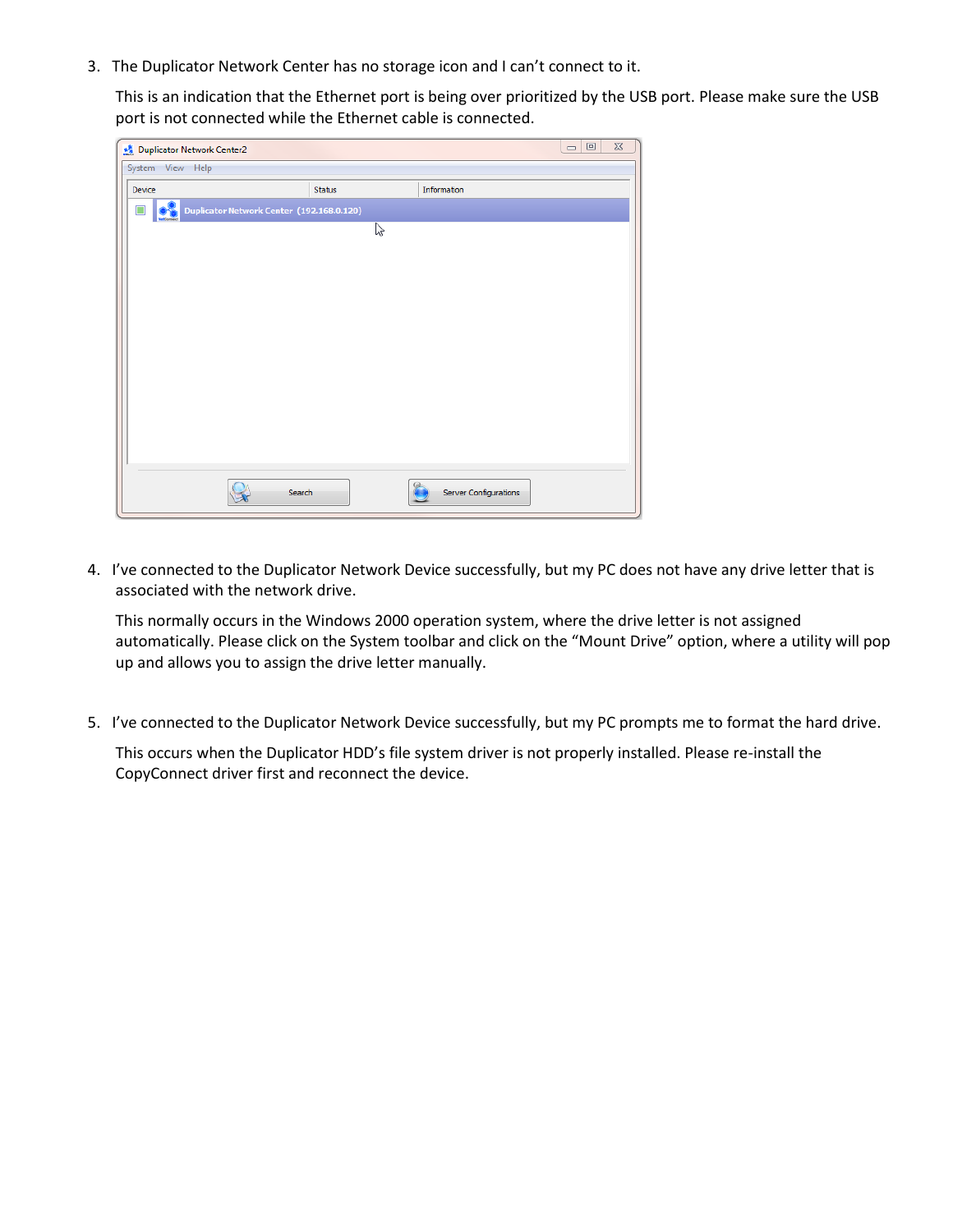3. The Duplicator Network Center has no storage icon and I can't connect to it.

   This is an indication that the Ethernet port is being over prioritized by the USB port. Please make sure the USB port is not connected while the Ethernet cable is connected.

4. I've connected to the Duplicator Network Device successfully, but my PC does not have any drive letter that is associated with the network drive.

   This normally occurs in the Windows 2000 operation system, where the drive letter is not assigned automatically. Please click on the System toolbar and click on the "Mount Drive" option, where a utility will pop up and allows you to assign the drive letter manually.

5. I've connected to the Duplicator Network Device successfully, but my PC prompts me to format the hard drive.

   This occurs when the Duplicator HDD's file system driver is not properly installed. Please re-install the CopyConnect driver first and reconnect the device.